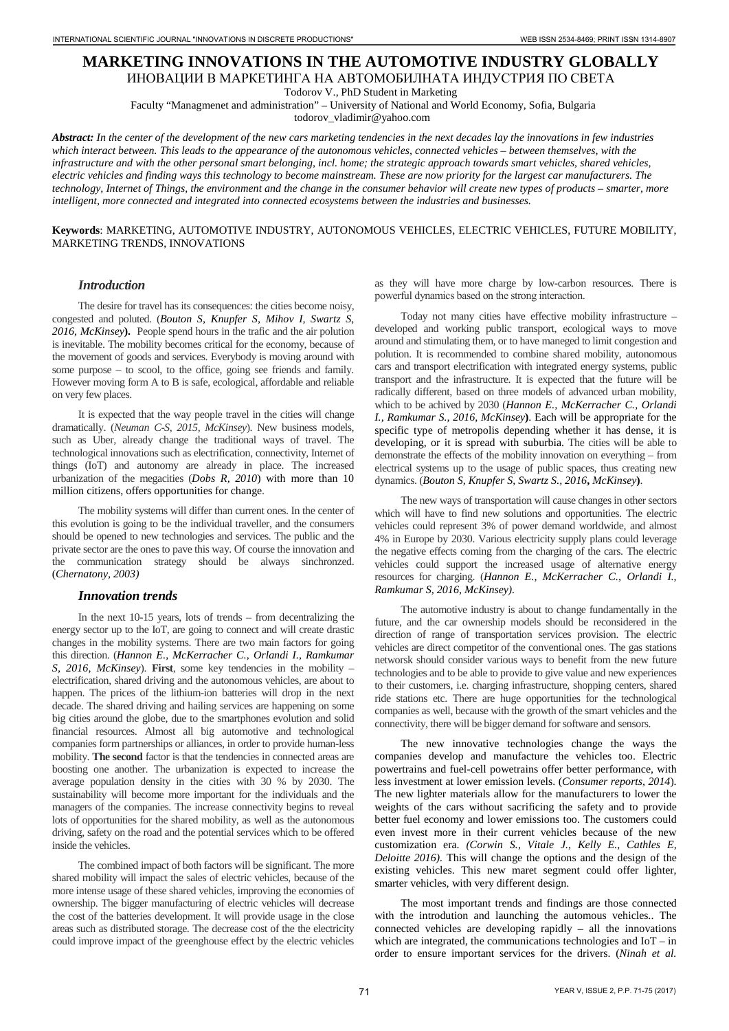# MARKETING INNOVATIONS IN THE AUTOMOTIVE INDUSTRY GLOBALLY

ИНОВАЦИИ В МАРКЕТИНГА НА АВТОМОБИЛНАТА ИНДУСТРИЯ ПО СВЕТА

Todorov V., PhD Student in Marketing

Faculty "Managmenet and administration" – University of National and World Economy, Sofia, Bulgaria

todorov_vladimir@yahoo.com

***Abstract:*** *In the center of the development of the new cars marketing tendencies in the next decades lay the innovations in few industries which interact between. This leads to the appearance of the autonomous vehicles, connected vehicles – between themselves, with the infrastructure and with the other personal smart belonging, incl. home; the strategic approach towards smart vehicles, shared vehicles, electric vehicles and finding ways this technology to become mainstream. These are now priority for the largest car manufacturers. The technology, Internet of Things, the environment and the change in the consumer behavior will create new types of products – smarter, more intelligent, more connected and integrated into connected ecosystems between the industries and businesses.*

**Keywords**: MARKETING, AUTOMOTIVE INDUSTRY, AUTONOMOUS VEHICLES, ELECTRIC VEHICLES, FUTURE MOBILITY, MARKETING TRENDS, INNOVATIONS

## *Introduction*

The desire for travel has its consequences: the cities become noisy, congested and poluted. (*Bouton S, Knupfer S, Mihov I, Swartz S, 2016, McKinsey*). People spend hours in the trafic and the air polution is inevitable. The mobility becomes critical for the economy, because of the movement of goods and services. Everybody is moving around with some purpose – to scool, to the office, going see friends and family. However moving form A to B is safe, ecological, affordable and reliable on very few places.

It is expected that the way people travel in the cities will change dramatically. (*Neuman C-S, 2015, McKinsey*). New business models, such as Uber, already change the traditional ways of travel. The technological innovations such as electrification, connectivity, Internet of things (IoT) and autonomy are already in place. The increased urbanization of the megacities (*Dobs R, 2010*) with more than 10 million citizens, offers opportunities for change.

The mobility systems will differ than current ones. In the center of this evolution is going to be the individual traveller, and the consumers should be opened to new technologies and services. The public and the private sector are the ones to pave this way. Of course the innovation and the communication strategy should be always sinchronzed. (*Chernatony, 2003)*

## *Innovation trends*

In the next 10-15 years, lots of trends – from decentralizing the energy sector up to the IoT, are going to connect and will create drastic changes in the mobility systems. There are two main factors for going this direction. (*Hannon E., McKerracher C., Orlandi I., Ramkumar S, 2016, McKinsey*). **First**, some key tendencies in the mobility – electrification, shared driving and the autonomous vehicles, are about to happen. The prices of the lithium-ion batteries will drop in the next decade. The shared driving and hailing services are happening on some big cities around the globe, due to the smartphones evolution and solid financial resources. Almost all big automotive and technological companies form partnerships or alliances, in order to provide human-less mobility. **The second** factor is that the tendencies in connected areas are boosting one another. The urbanization is expected to increase the average population density in the cities with 30 % by 2030. The sustainability will become more important for the individuals and the managers of the companies. The increase connectivity begins to reveal lots of opportunities for the shared mobility, as well as the autonomous driving, safety on the road and the potential services which to be offered inside the vehicles.

The combined impact of both factors will be significant. The more shared mobility will impact the sales of electric vehicles, because of the more intense usage of these shared vehicles, improving the economies of ownership. The bigger manufacturing of electric vehicles will decrease the cost of the batteries development. It will provide usage in the close areas such as distributed storage. The decrease cost of the the electricity could improve impact of the greenhouse effect by the electric vehicles as they will have more charge by low-carbon resources. There is powerful dynamics based on the strong interaction.

Today not many cities have effective mobility infrastructure – developed and working public transport, ecological ways to move around and stimulating them, or to have maneged to limit congestion and polution. It is recommended to combine shared mobility, autonomous cars and transport electrification with integrated energy systems, public transport and the infrastructure. It is expected that the future will be radically different, based on three models of advanced urban mobility, which to be achived by 2030 (*Hannon E., McKerracher C., Orlandi I., Ramkumar S., 2016, McKinsey*). Each will be appropriate for the specific type of metropolis depending whether it has dense, it is developing, or it is spread with suburbia. The cities will be able to demonstrate the effects of the mobility innovation on everything – from electrical systems up to the usage of public spaces, thus creating new dynamics. (*Bouton S, Knupfer S, Swartz S., 2016, McKinsey*).

The new ways of transportation will cause changes in other sectors which will have to find new solutions and opportunities. The electric vehicles could represent 3% of power demand worldwide, and almost 4% in Europe by 2030. Various electricity supply plans could leverage the negative effects coming from the charging of the cars. The electric vehicles could support the increased usage of alternative energy resources for charging. (*Hannon E., McKerracher C., Orlandi I., Ramkumar S, 2016, McKinsey).*

The automotive industry is about to change fundamentally in the future, and the car ownership models should be reconsidered in the direction of range of transportation services provision. The electric vehicles are direct competitor of the conventional ones. The gas stations networsk should consider various ways to benefit from the new future technologies and to be able to provide to give value and new experiences to their customers, i.e. charging infrastructure, shopping centers, shared ride stations etc. There are huge opportunities for the technological companies as well, because with the growth of the smart vehicles and the connectivity, there will be bigger demand for software and sensors.

The new innovative technologies change the ways the companies develop and manufacture the vehicles too. Electric powertrains and fuel-cell powetrains offer better performance, with less investment at lower emission levels. (*Consumer reports, 2014*). The new lighter materials allow for the manufacturers to lower the weights of the cars without sacrificing the safety and to provide better fuel economy and lower emissions too. The customers could even invest more in their current vehicles because of the new customization era. *(Corwin S., Vitale J., Kelly E., Cathles E, Deloitte 2016)*. This will change the options and the design of the existing vehicles. This new maret segment could offer lighter, smarter vehicles, with very different design.

The most important trends and findings are those connected with the introdution and launching the automous vehicles.. The connected vehicles are developing rapidly – all the innovations which are integrated, the communications technologies and IoT – in order to ensure important services for the drivers. (*Ninah et al.*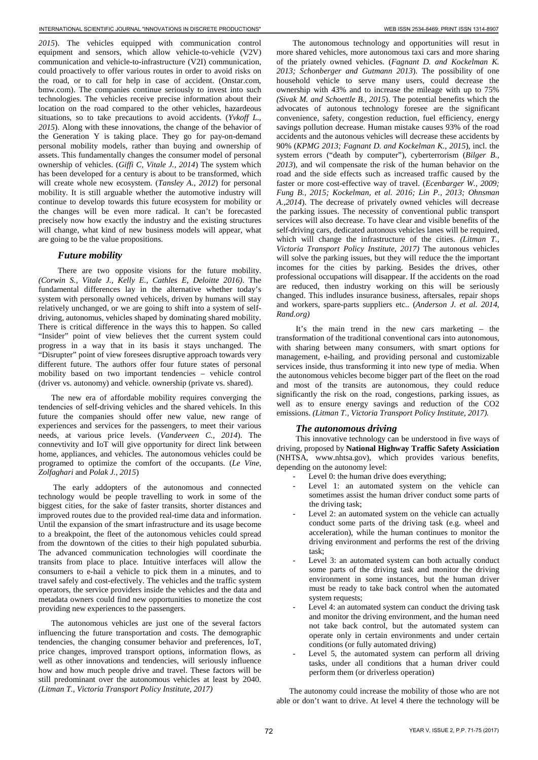*2015*). The vehicles equipped with communication control equipment and sensors, which allow vehicle-to-vehicle (V2V) communication and vehicle-to-infrastructure (V2I) communication, could proactively to offer various routes in order to avoid risks on the road, or to call for help in case of accident. (Onstar.com, bmw.com). The companies continue seriously to invest into such technologies. The vehicles receive precise information about their location on the road compared to the other vehicles, hazardeous situations, so to take precautions to avoid accidents. (*Yvkoff L., 2015*). Along with these innovations, the change of the behavior of the Generation Y is taking place. They go for pay-on-demand personal mobility models, rather than buying and ownership of assets. This fundamentally changes the consumer model of personal ownership of vehicles. (*Giffi C, Vitale J., 2014*) The system which has been developed for a century is about to be transformed, which will create whole new ecosystem. (*Tansley A., 2012*) for personal mobility. It is still arguable whether the automotive industry will continue to develop towards this future ecosystem for mobility or the changes will be even more radical. It can't be forecasted precisely now how exactly the industry and the existing structures will change, what kind of new business models will appear, what are going to be the value propositions.

### *Future mobility*

There are two opposite visions for the future mobility. *(Corwin S., Vitale J., Kelly E., Cathles E, Deloitte 2016)*. The fundamental differences lay in the alternative whether today's system with personally owned vehicels, driven by humans will stay relatively unchanged, or we are going to shift into a system of self-driving, autonomus, vehicles shaped by dominating shared mobility. There is critical difference in the ways this to happen. So called "Insider" point of view believes thet the current system could progress in a way that in its basis it stays unchanged. The "Disrupter" point of view foresees disruptive approach towards very different future. The authors offer four future states of personal mobility based on two important tendencies – vehicle control (driver vs. autonomy) and vehicle. ownership (private vs. shared).

The new era of affordable mobility requires converging the tendencies of self-driving vehicles and the shared vehicels. In this future the companies should offer new value, new range of experiences and services for the passengers, to meet their various needs, at various price levels. (*Vanderveen C., 2014*). The connevtivity and IoT will give opportunity for direct link between home, appliances, and vehicles. The autonomous vehicles could be programed to optimize the comfort of the occupants. (*Le Vine, Zolfaghari* and *Polak J., 2015*)

The early addopters of the autonomous and connected technology would be people travelling to work in some of the biggest cities, for the sake of faster transits, shorter distances and improved routes due to the provided real-time data and information. Until the expansion of the smart infrastructure and its usage become to a breakpoint, the fleet of the autonomous vehicles could spread from the downtown of the cities to their high populated suburbia. The advanced communication technologies will coordinate the transits from place to place. Intuitive interfaces will allow the consumers to e-hail a vehicle to pick them in a minutes, and to travel safely and cost-efectively. The vehicles and the traffic system operators, the service providers inside the vehicles and the data and metadata owners could find new opportunities to monetize the cost providing new experiences to the passengers.

The autonomous vehicles are just one of the several factors influencing the future transportation and costs. The demographic tendencies, the changing consumer behavior and preferences, IoT, price changes, improved transport options, information flows, as well as other innovations and tendencies, will seriously influence how and how much people drive and travel. These factors will be still predominant over the autonomous vehicles at least by 2040. *(Litman T., Victoria Transport Policy Institute, 2017)*

The autonomous technology and opportunities will resut in more shared vehicles, more autonomous taxi cars and more sharing of the priately owned vehicles. (*Fagnant D. and Kockelman K. 2013; Schonberger and Gutmann 2013*). The possibility of one household vehicle to serve many users, could decrease the ownership with 43% and to increase the mileage with up to 75% *(Sivak M. and Schoettle B., 2015*). The potential benefits which the advocates of autonous technology foresee are the significant convenience, safety, congestion reduction, fuel efficiency, energy savings pollution decrease. Human mistake causes 93% of the road accidents and the autonous vehicles will decrease these accidents by 90% (*KPMG 2013; Fagnant D. and Kockelman K., 2015*), incl. the system errors ("death by computer"), cyberterrorism (*Bilger B., 2013*), and wil compensate the risk of the human behavior on the road and the side effects such as increased traffic caused by the faster or more cost-effective way of travel. (*Ecenbarger W., 2009; Fung B., 2015; Kockelman, et al. 2016; Lin P., 2013; Ohnsman A.,2014*). The decrease of privately owned vehicles will decrease the parking issues. The necessity of conventional public transport services will also decrease. To have clear and visible benefits of the self-driving cars, dedicated autonous vehicles lanes will be required, which will change the infrastructure of the cities. *(Litman T., Victoria Transport Policy Institute, 2017)* The autonous vehicles will solve the parking issues, but they will reduce the the important incomes for the cities by parking. Besides the drives, other professional occupations will disappear. If the accidents on the road are reduced, then industry working on this will be seriously changed. This indludes insurance business, aftersales, repair shops and workers, spare-parts suppliers etc.. (*Anderson J. et al. 2014, Rand.org)*

It's the main trend in the new cars marketing – the transformation of the traditional conventional cars into autonomous, with sharing between many consumers, with smart options for management, e-hailing, and providing personal and customizable services inside, thus transforming it into new type of media. When the autonomous vehicles become bigger part of the fleet on the road and most of the transits are autonomous, they could reduce significantly the risk on the road, congestions, parking issues, as well as to ensure energy savings and reduction of the $CO_2$ emissions. *(Litman T., Victoria Transport Policy Institute, 2017).*

### *The autonomous driving*

This innovative technology can be understood in five ways of driving, proposed by **National Highway Traffic Safety Assiciation** (NHTSA, www.nhtsa.gov), which provides various benefits, depending on the autonomy level:

- Level 0: the human drive does everything;
- Level 1: an automated system on the vehicle can sometimes assist the human driver conduct some parts of the driving task;
- Level 2: an automated system on the vehicle can actually conduct some parts of the driving task (e.g. wheel and acceleration), while the human continues to monitor the driving environment and performs the rest of the driving task;
- Level 3: an automated system can both actually conduct some parts of the driving task and monitor the driving environment in some instances, but the human driver must be ready to take back control when the automated system requests;
- Level 4: an automated system can conduct the driving task and monitor the driving environment, and the human need not take back control, but the automated system can operate only in certain environments and under certain conditions (or fully automated driving)
- Level 5, the automated system can perform all driving tasks, under all conditions that a human driver could perform them (or driverless operation)

The autonomy could increase the mobility of those who are not able or don't want to drive. At level 4 there the technology will be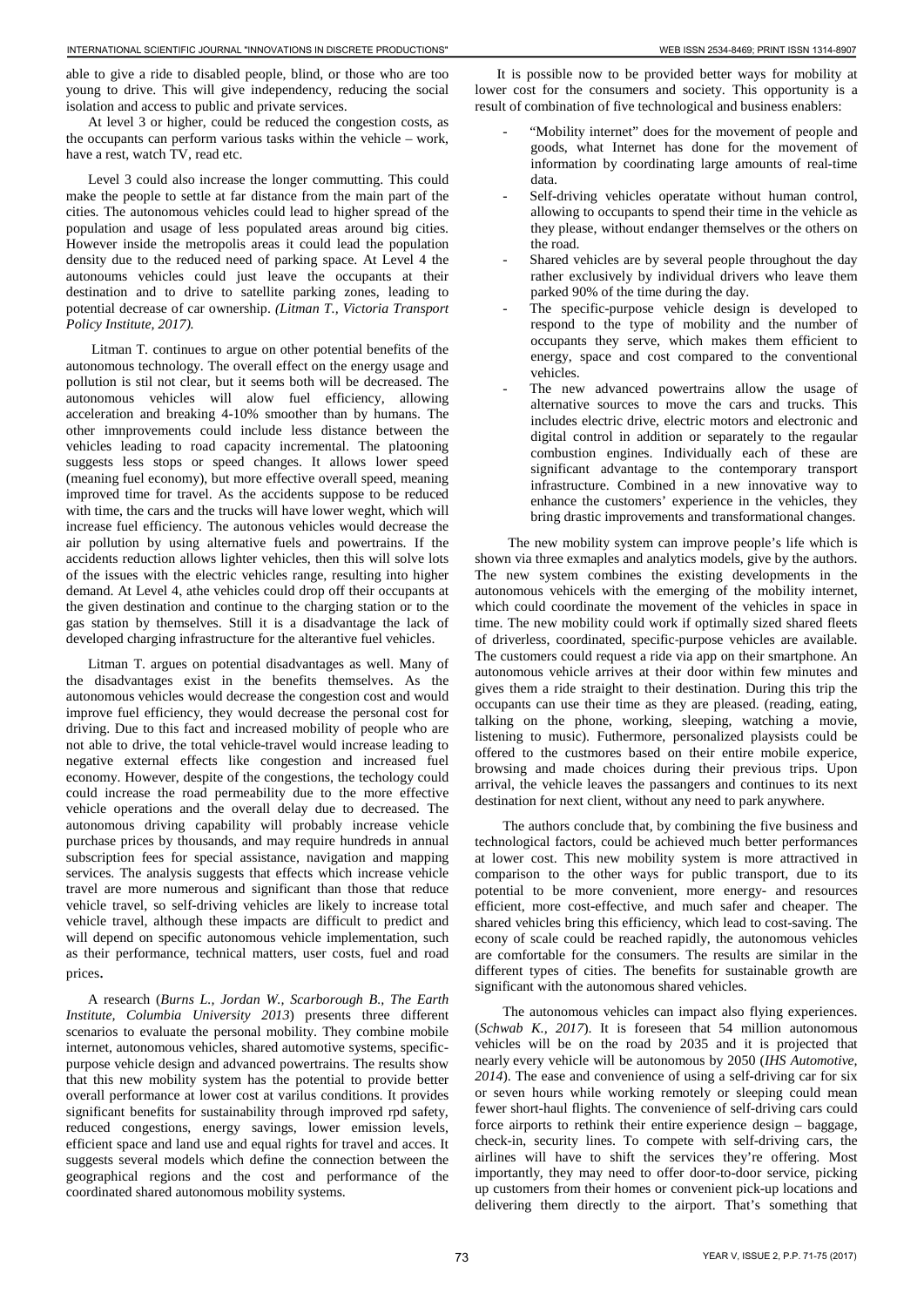able to give a ride to disabled people, blind, or those who are too young to drive. This will give independency, reducing the social isolation and access to public and private services.

At level 3 or higher, could be reduced the congestion costs, as the occupants can perform various tasks within the vehicle – work, have a rest, watch TV, read etc.

Level 3 could also increase the longer commutting. This could make the people to settle at far distance from the main part of the cities. The autonomous vehicles could lead to higher spread of the population and usage of less populated areas around big cities. However inside the metropolis areas it could lead the population density due to the reduced need of parking space. At Level 4 the autonoums vehicles could just leave the occupants at their destination and to drive to satellite parking zones, leading to potential decrease of car ownership. *(Litman T., Victoria Transport Policy Institute, 2017).*

Litman T. continues to argue on other potential benefits of the autonomous technology. The overall effect on the energy usage and pollution is stil not clear, but it seems both will be decreased. The autonomous vehicles will alow fuel efficiency, allowing acceleration and breaking 4-10% smoother than by humans. The other imnprovements could include less distance between the vehicles leading to road capacity incremental. The platooning suggests less stops or speed changes. It allows lower speed (meaning fuel economy), but more effective overall speed, meaning improved time for travel. As the accidents suppose to be reduced with time, the cars and the trucks will have lower weght, which will increase fuel efficiency. The autonous vehicles would decrease the air pollution by using alternative fuels and powertrains. If the accidents reduction allows lighter vehicles, then this will solve lots of the issues with the electric vehicles range, resulting into higher demand. At Level 4, athe vehicles could drop off their occupants at the given destination and continue to the charging station or to the gas station by themselves. Still it is a disadvantage the lack of developed charging infrastructure for the alterantive fuel vehicles.

Litman T. argues on potential disadvantages as well. Many of the disadvantages exist in the benefits themselves. As the autonomous vehicles would decrease the congestion cost and would improve fuel efficiency, they would decrease the personal cost for driving. Due to this fact and increased mobility of people who are not able to drive, the total vehicle-travel would increase leading to negative external effects like congestion and increased fuel economy. However, despite of the congestions, the techology could could increase the road permeability due to the more effective vehicle operations and the overall delay due to decreased. The autonomous driving capability will probably increase vehicle purchase prices by thousands, and may require hundreds in annual subscription fees for special assistance, navigation and mapping services. The analysis suggests that effects which increase vehicle travel are more numerous and significant than those that reduce vehicle travel, so self-driving vehicles are likely to increase total vehicle travel, although these impacts are difficult to predict and will depend on specific autonomous vehicle implementation, such as their performance, technical matters, user costs, fuel and road prices.

A research (*Burns L., Jordan W., Scarborough B., The Earth Institute, Columbia University 2013*) presents three different scenarios to evaluate the personal mobility. They combine mobile internet, autonomous vehicles, shared automotive systems, specific-purpose vehicle design and advanced powertrains. The results show that this new mobility system has the potential to provide better overall performance at lower cost at varilus conditions. It provides significant benefits for sustainability through improved rpd safety, reduced congestions, energy savings, lower emission levels, efficient space and land use and equal rights for travel and acces. It suggests several models which define the connection between the geographical regions and the cost and performance of the coordinated shared autonomous mobility systems.

It is possible now to be provided better ways for mobility at lower cost for the consumers and society. This opportunity is a result of combination of five technological and business enablers:

- "Mobility internet" does for the movement of people and goods, what Internet has done for the movement of information by coordinating large amounts of real-time data.
- Self-driving vehicles operatate without human control, allowing to occupants to spend their time in the vehicle as they please, without endanger themselves or the others on the road.
- Shared vehicles are by several people throughout the day rather exclusively by individual drivers who leave them parked 90% of the time during the day.
- The specific-purpose vehicle design is developed to respond to the type of mobility and the number of occupants they serve, which makes them efficient to energy, space and cost compared to the conventional vehicles.
- The new advanced powertrains allow the usage of alternative sources to move the cars and trucks. This includes electric drive, electric motors and electronic and digital control in addition or separately to the regaular combustion engines. Individually each of these are significant advantage to the contemporary transport infrastructure. Combined in a new innovative way to enhance the customers' experience in the vehicles, they bring drastic improvements and transformational changes.

The new mobility system can improve people's life which is shown via three exmaples and analytics models, give by the authors. The new system combines the existing developments in the autonomous vehicels with the emerging of the mobility internet, which could coordinate the movement of the vehicles in space in time. The new mobility could work if optimally sized shared fleets of driverless, coordinated, specific-purpose vehicles are available. The customers could request a ride via app on their smartphone. An autonomous vehicle arrives at their door within few minutes and gives them a ride straight to their destination. During this trip the occupants can use their time as they are pleased. (reading, eating, talking on the phone, working, sleeping, watching a movie, listening to music). Futhermore, personalized playsists could be offered to the custmores based on their entire mobile experice, browsing and made choices during their previous trips. Upon arrival, the vehicle leaves the passangers and continues to its next destination for next client, without any need to park anywhere.

The authors conclude that, by combining the five business and technological factors, could be achieved much better performances at lower cost. This new mobility system is more attracticed in comparison to the other ways for public transport, due to its potential to be more convenient, more energy- and resources efficient, more cost-effective, and much safer and cheaper. The shared vehicles bring this efficiency, which lead to cost-saving. The econy of scale could be reached rapidly, the autonomous vehicles are comfortable for the consumers. The results are similar in the different types of cities. The benefits for sustainable growth are significant with the autonomous shared vehicles.

The autonomous vehicles can impact also flying experiences. (*Schwab K., 2017*). It is foreseen that 54 million autonomous vehicles will be on the road by 2035 and it is projected that nearly every vehicle will be autonomous by 2050 (*IHS Automotive, 2014*). The ease and convenience of using a self-driving car for six or seven hours while working remotely or sleeping could mean fewer short-haul flights. The convenience of self-driving cars could force airports to rethink their entire experience design – baggage, check-in, security lines. To compete with self-driving cars, the airlines will have to shift the services they're offering. Most importantly, they may need to offer door-to-door service, picking up customers from their homes or convenient pick-up locations and delivering them directly to the airport. That's something that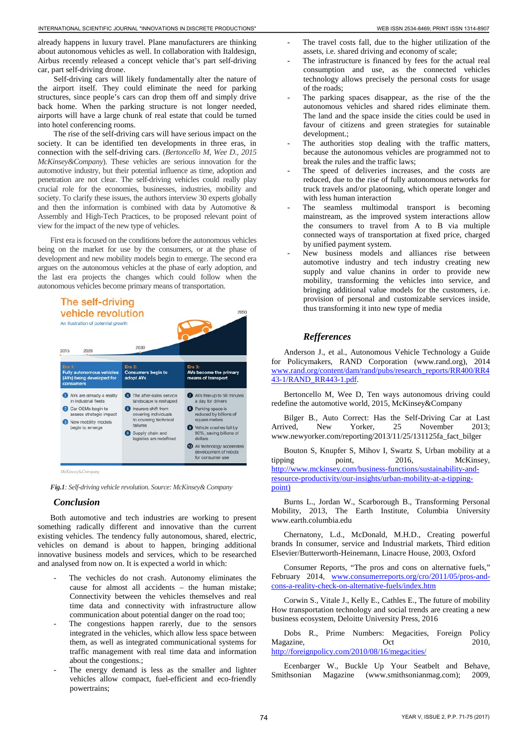already happens in luxury travel. Plane manufacturers are thinking about autonomous vehicles as well. In collaboration with Italdesign, Airbus recently released a concept vehicle that's part self-driving car, part self-driving drone.

Self-driving cars will likely fundamentally alter the nature of the airport itself. They could eliminate the need for parking structures, since people's cars can drop them off and simply drive back home. When the parking structure is not longer needed, airports will have a large chunk of real estate that could be turned into hotel conferencing rooms.

The rise of the self-driving cars will have serious impact on the society. It can be identified ten developments in three eras, in connection with the self-driving cars. (*Bertoncello M, Wee D., 2015 McKinsey&Company*). These vehicles are serious innovation for the automotive industry, but their potential influence as time, adoption and penetration are not clear. The self-driving vehicles could really play crucial role for the economies, businesses, industries, mobility and society. To clarify these issues, the authors interview 30 experts globally and then the information is combined with data by Automotive & Assembly and High-Tech Practices, to be proposed relevant point of view for the impact of the new type of vehicles.

First era is focused on the conditions before the autonomous vehicles being on the market for use by the consumers, or at the phase of development and new mobility models begin to emerge. The second era argues on the autonomous vehicles at the phase of early adoption, and the last era projects the changes which could follow when the autonomous vehicles become primary means of transportation.

**The self-driving vehicle revolution**
An illustration of potential growth

2015 — 2020 — 2030 — 2050

| Era 1: Fully autonomous vehicles (AVs) being developed for consumers | Era 2: Consumers begin to adopt AVs | Era 3: AVs become the primary means of transport |
|---|---|---|
| 1 AVs are already a reality in industrial fleets | 4 The after-sales service landscape is reshaped | 7 AVs free up to 50 minutes a day for drivers |
| 2 Car OEMs begin to assess strategic impact | 5 Insurers shift from covering individuals to covering technical failures | 8 Parking space is reduced by billions of square meters |
| 3 New mobility models begin to emerge | 6 Supply chain and logistics are redefined | 9 Vehicle crashes fall by 90%, saving billions of dollars |
| | | 10 AV technology accelerates development of robots for consumer use |

McKinsey&Company

***Fig.1**: Self-driving vehicle revolution. Source: McKinsey& Company*

## Conclusion

Both automotive and tech industries are working to present something radically different and innovative than the current existing vehicles. The tendency fully autonomous, shared, electric, vehicles on demand is about to happen, bringing additional innovative business models and services, which to be researched and analysed from now on. It is expected a world in which:

- The vechicles do not crash. Autonomy eliminates the cause for almost all accidents – the human mistake; Connectivity between the vehicles themselves and real time data and connectivity with infrastructure allow communication about potential danger on the road too;
- The congestions happen rarerly, due to the sensors integrated in the vehicles, which allow less space between them, as well as integrated communicational systems for traffic management with real time data and information about the congestions.;
- The energy demand is less as the smaller and lighter vehicles allow compact, fuel-efficient and eco-friendly powertrains;
- The travel costs fall, due to the higher utilization of the assets, i.e. shared driving and economy of scale;
- The infrastructure is financed by fees for the actual real consumption and use, as the connected vehicles technology allows precisely the personal costs for usage of the roads;
- The parking spaces disappear, as the rise of the autonomous vehicles and shared rides eliminate them. The land and the space inside the cities could be used in favour of citizens and green strategies for suitainable development.;
- The authorities stop dealing with the traffic matters, because the autonomous vehicles are programmed not to break the rules and the traffic laws;
- The speed of deliveries increases, and the costs are reduced, due to the rise of fully autonomous networks for truck travels and/or platooning, which operate longer and with less human interaction
- The seamless multimodal transport is becoming mainstream, as the improved system interactions allow the consumers to travel from A to B via multiple connected ways of transportation at fixed price, charged by unified payment system.
- New business models and alliances rise between automotive industry and tech industry creating new supply and value chanins in order to provide new mobility, transforming the vehicles into service, and bringing additional value models for the customers, i.e. provision of personal and customizable services inside, thus transforming it into new type of media

## Refferences

Anderson J., et al., Autonomous Vehicle Technology a Guide for Policymakers, RAND Corporation (www.rand.org), 2014 www.rand.org/content/dam/rand/pubs/research_reports/RR400/RR443-1/RAND_RR443-1.pdf.

Bertoncello M, Wee D, Ten ways autonomous driving could redefine the automotive world, 2015, McKinsey&Company

Bilger B., Auto Correct: Has the Self-Driving Car at Last Arrived, New Yorker, 25 November 2013; www.newyorker.com/reporting/2013/11/25/131125fa_fact_bilger

Bouton S, Knupfer S, Mihov I, Swartz S, Urban mobility at a tipping point, 2016, McKinsey, http://www.mckinsey.com/business-functions/sustainability-and-resource-productivity/our-insights/urban-mobility-at-a-tipping-point)

Burns L., Jordan W., Scarborough B., Transforming Personal Mobility, 2013, The Earth Institute, Columbia University www.earth.columbia.edu

Chernatony, L.d., McDonald, M.H.D., Creating powerful brands In consumer, service and Industrial markets, Third edition Elsevier/Butterworth-Heinemann, Linacre House, 2003, Oxford

Consumer Reports, "The pros and cons on alternative fuels," February 2014, www.consumerreports.org/cro/2011/05/pros-and-cons-a-reality-check-on-alternative-fuels/index.htm

Corwin S., Vitale J., Kelly E., Cathles E., The future of mobility How transportation technology and social trends are creating a new business ecosystem, Deloitte University Press, 2016

Dobs R., Prime Numbers: Megacities, Foreign Policy Magazine, Oct 2010, http://foreignpolicy.com/2010/08/16/megacities/

Ecenbarger W., Buckle Up Your Seatbelt and Behave, Smithsonian Magazine (www.smithsonianmag.com); 2009,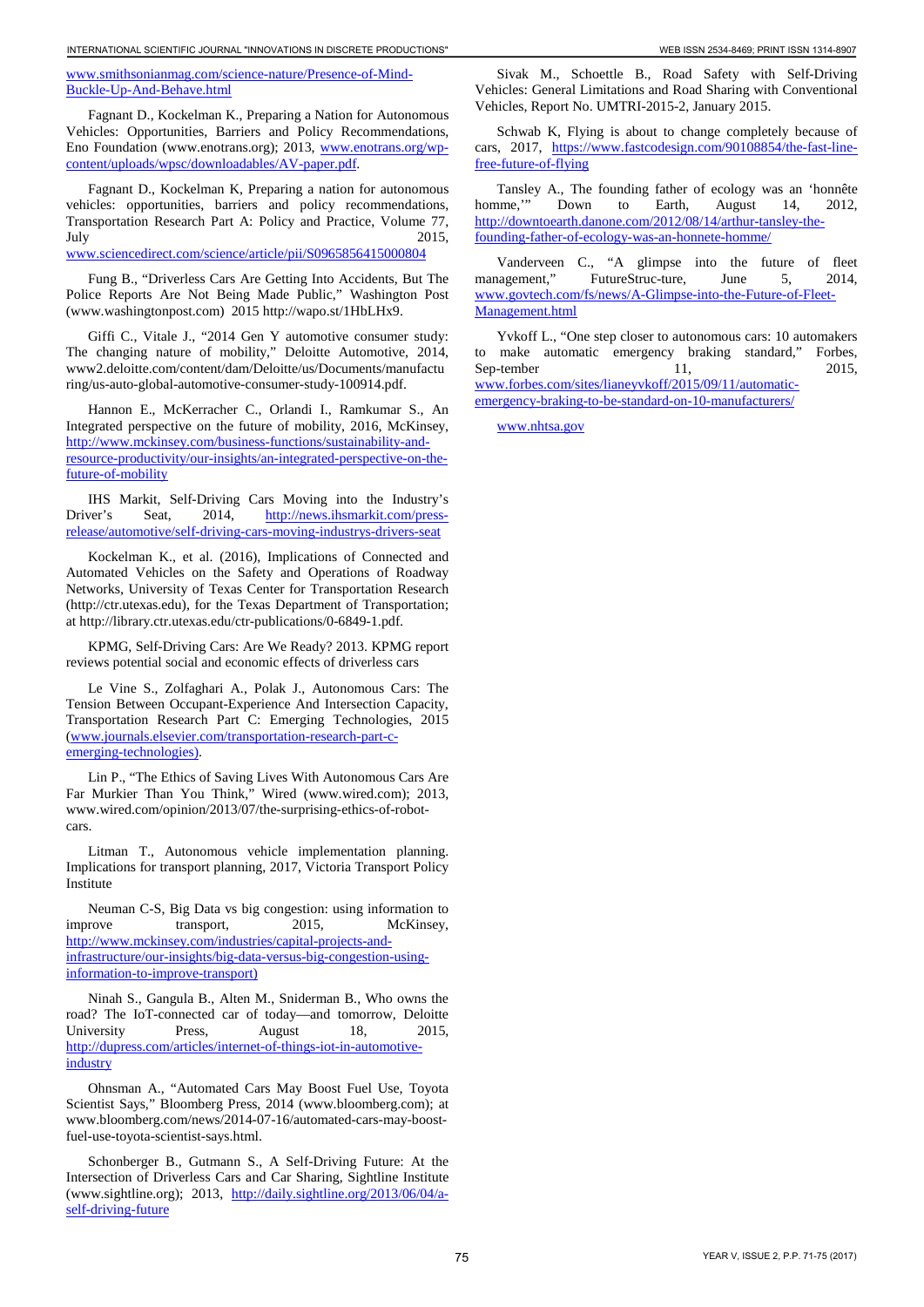www.smithsonianmag.com/science-nature/Presence-of-Mind-Buckle-Up-And-Behave.html

Fagnant D., Kockelman K., Preparing a Nation for Autonomous Vehicles: Opportunities, Barriers and Policy Recommendations, Eno Foundation (www.enotrans.org); 2013, www.enotrans.org/wp-content/uploads/wpsc/downloadables/AV-paper.pdf.

Fagnant D., Kockelman K, Preparing a nation for autonomous vehicles: opportunities, barriers and policy recommendations, Transportation Research Part A: Policy and Practice, Volume 77, July 2015, www.sciencedirect.com/science/article/pii/S0965856415000804

Fung B., "Driverless Cars Are Getting Into Accidents, But The Police Reports Are Not Being Made Public," Washington Post (www.washingtonpost.com) 2015 http://wapo.st/1HbLHx9.

Giffi C., Vitale J., "2014 Gen Y automotive consumer study: The changing nature of mobility," Deloitte Automotive, 2014, www2.deloitte.com/content/dam/Deloitte/us/Documents/manufacturing/us-auto-global-automotive-consumer-study-100914.pdf.

Hannon E., McKerracher C., Orlandi I., Ramkumar S., An Integrated perspective on the future of mobility, 2016, McKinsey, http://www.mckinsey.com/business-functions/sustainability-and-resource-productivity/our-insights/an-integrated-perspective-on-the-future-of-mobility

IHS Markit, Self-Driving Cars Moving into the Industry's Driver's Seat, 2014, http://news.ihsmarkit.com/press-release/automotive/self-driving-cars-moving-industrys-drivers-seat

Kockelman K., et al. (2016), Implications of Connected and Automated Vehicles on the Safety and Operations of Roadway Networks, University of Texas Center for Transportation Research (http://ctr.utexas.edu), for the Texas Department of Transportation; at http://library.ctr.utexas.edu/ctr-publications/0-6849-1.pdf.

KPMG, Self-Driving Cars: Are We Ready? 2013. KPMG report reviews potential social and economic effects of driverless cars

Le Vine S., Zolfaghari A., Polak J., Autonomous Cars: The Tension Between Occupant-Experience And Intersection Capacity, Transportation Research Part C: Emerging Technologies, 2015 (www.journals.elsevier.com/transportation-research-part-c-emerging-technologies).

Lin P., "The Ethics of Saving Lives With Autonomous Cars Are Far Murkier Than You Think," Wired (www.wired.com); 2013, www.wired.com/opinion/2013/07/the-surprising-ethics-of-robot-cars.

Litman T., Autonomous vehicle implementation planning. Implications for transport planning, 2017, Victoria Transport Policy Institute

Neuman C-S, Big Data vs big congestion: using information to improve transport, 2015, McKinsey, http://www.mckinsey.com/industries/capital-projects-and-infrastructure/our-insights/big-data-versus-big-congestion-using-information-to-improve-transport)

Ninah S., Gangula B., Alten M., Sniderman B., Who owns the road? The IoT-connected car of today—and tomorrow, Deloitte University Press, August 18, 2015, http://dupress.com/articles/internet-of-things-iot-in-automotive-industry

Ohnsman A., "Automated Cars May Boost Fuel Use, Toyota Scientist Says," Bloomberg Press, 2014 (www.bloomberg.com); at www.bloomberg.com/news/2014-07-16/automated-cars-may-boost-fuel-use-toyota-scientist-says.html.

Schonberger B., Gutmann S., A Self-Driving Future: At the Intersection of Driverless Cars and Car Sharing, Sightline Institute (www.sightline.org); 2013, http://daily.sightline.org/2013/06/04/a-self-driving-future

Sivak M., Schoettle B., Road Safety with Self-Driving Vehicles: General Limitations and Road Sharing with Conventional Vehicles, Report No. UMTRI-2015-2, January 2015.

Schwab K, Flying is about to change completely because of cars, 2017, https://www.fastcodesign.com/90108854/the-fast-line-free-future-of-flying

Tansley A., The founding father of ecology was an 'honnête homme,'" Down to Earth, August 14, 2012, http://downtoearth.danone.com/2012/08/14/arthur-tansley-the-founding-father-of-ecology-was-an-honnete-homme/

Vanderveen C., "A glimpse into the future of fleet management," FutureStruc-ture, June 5, 2014, www.govtech.com/fs/news/A-Glimpse-into-the-Future-of-Fleet-Management.html

Yvkoff L., "One step closer to autonomous cars: 10 automakers to make automatic emergency braking standard," Forbes, Sep-tember 11, 2015, www.forbes.com/sites/lianeyvkoff/2015/09/11/automatic-emergency-braking-to-be-standard-on-10-manufacturers/

www.nhtsa.gov